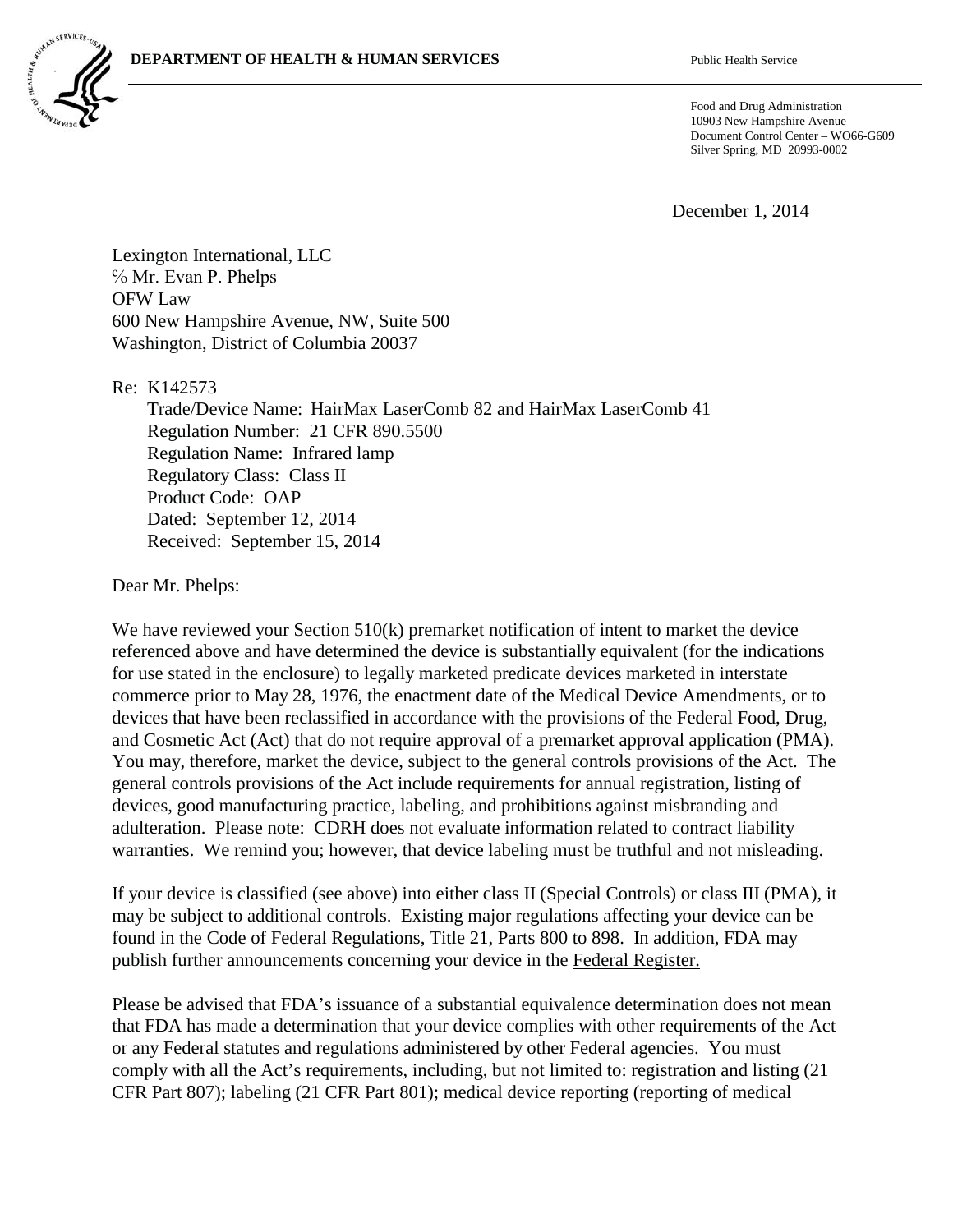**DEPARTMENT OF HEALTH & HUMAN SERVICES** Public Health Service

Food and Drug Administration
10903 New Hampshire Avenue
Document Control Center – WO66-G609
Silver Spring, MD 20993-0002

December 1, 2014

Lexington International, LLC
℅ Mr. Evan P. Phelps
OFW Law
600 New Hampshire Avenue, NW, Suite 500
Washington, District of Columbia 20037

Re: K142573
Trade/Device Name: HairMax LaserComb 82 and HairMax LaserComb 41
Regulation Number: 21 CFR 890.5500
Regulation Name: Infrared lamp
Regulatory Class: Class II
Product Code: OAP
Dated: September 12, 2014
Received: September 15, 2014

Dear Mr. Phelps:

We have reviewed your Section 510(k) premarket notification of intent to market the device referenced above and have determined the device is substantially equivalent (for the indications for use stated in the enclosure) to legally marketed predicate devices marketed in interstate commerce prior to May 28, 1976, the enactment date of the Medical Device Amendments, or to devices that have been reclassified in accordance with the provisions of the Federal Food, Drug, and Cosmetic Act (Act) that do not require approval of a premarket approval application (PMA). You may, therefore, market the device, subject to the general controls provisions of the Act. The general controls provisions of the Act include requirements for annual registration, listing of devices, good manufacturing practice, labeling, and prohibitions against misbranding and adulteration. Please note: CDRH does not evaluate information related to contract liability warranties. We remind you; however, that device labeling must be truthful and not misleading.

If your device is classified (see above) into either class II (Special Controls) or class III (PMA), it may be subject to additional controls. Existing major regulations affecting your device can be found in the Code of Federal Regulations, Title 21, Parts 800 to 898. In addition, FDA may publish further announcements concerning your device in the Federal Register.

Please be advised that FDA's issuance of a substantial equivalence determination does not mean that FDA has made a determination that your device complies with other requirements of the Act or any Federal statutes and regulations administered by other Federal agencies. You must comply with all the Act's requirements, including, but not limited to: registration and listing (21 CFR Part 807); labeling (21 CFR Part 801); medical device reporting (reporting of medical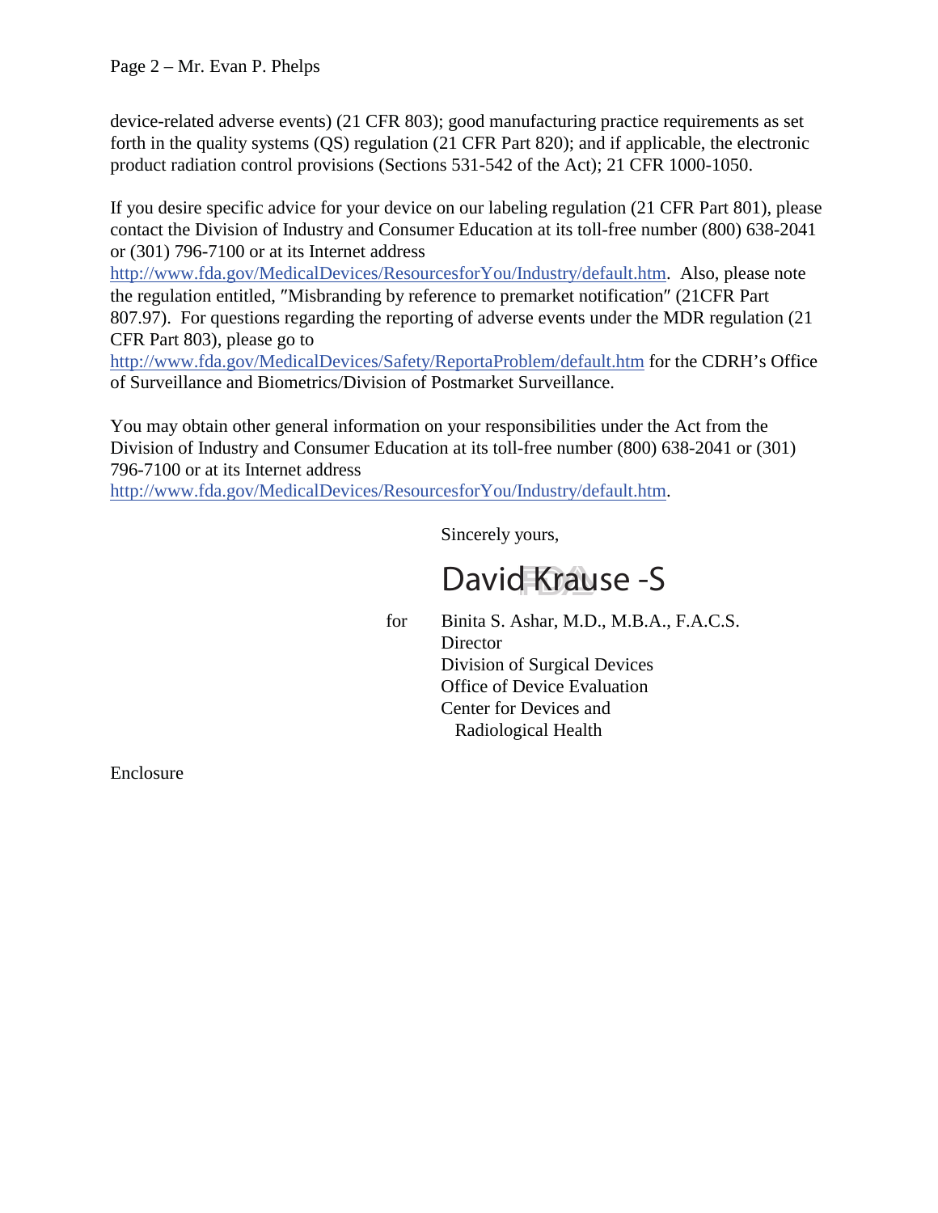device-related adverse events) (21 CFR 803); good manufacturing practice requirements as set forth in the quality systems (QS) regulation (21 CFR Part 820); and if applicable, the electronic product radiation control provisions (Sections 531-542 of the Act); 21 CFR 1000-1050.

If you desire specific advice for your device on our labeling regulation (21 CFR Part 801), please contact the Division of Industry and Consumer Education at its toll-free number (800) 638-2041 or (301) 796-7100 or at its Internet address http://www.fda.gov/MedicalDevices/ResourcesforYou/Industry/default.htm. Also, please note the regulation entitled, "Misbranding by reference to premarket notification" (21CFR Part 807.97). For questions regarding the reporting of adverse events under the MDR regulation (21 CFR Part 803), please go to http://www.fda.gov/MedicalDevices/Safety/ReportaProblem/default.htm for the CDRH's Office of Surveillance and Biometrics/Division of Postmarket Surveillance.

You may obtain other general information on your responsibilities under the Act from the Division of Industry and Consumer Education at its toll-free number (800) 638-2041 or (301) 796-7100 or at its Internet address http://www.fda.gov/MedicalDevices/ResourcesforYou/Industry/default.htm.

Sincerely yours,

David Krause -S

for Binita S. Ashar, M.D., M.B.A., F.A.C.S.
Director
Division of Surgical Devices
Office of Device Evaluation
Center for Devices and Radiological Health

Enclosure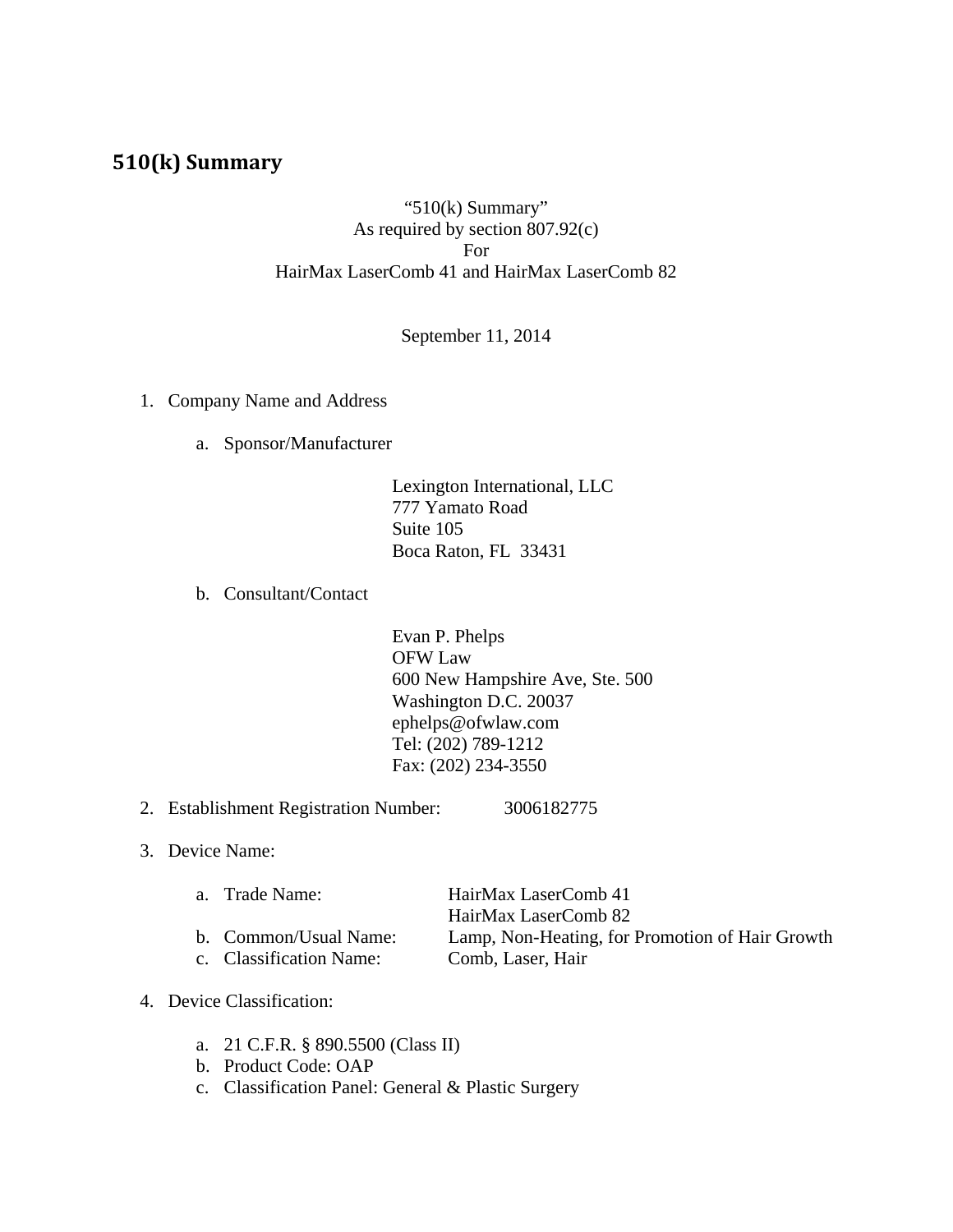## 510(k) Summary

"510(k) Summary"
As required by section 807.92(c)
For
HairMax LaserComb 41 and HairMax LaserComb 82

September 11, 2014

1. Company Name and Address

   a. Sponsor/Manufacturer

      Lexington International, LLC
      777 Yamato Road
      Suite 105
      Boca Raton, FL 33431

   b. Consultant/Contact

      Evan P. Phelps
      OFW Law
      600 New Hampshire Ave, Ste. 500
      Washington D.C. 20037
      ephelps@ofwlaw.com
      Tel: (202) 789-1212
      Fax: (202) 234-3550

2. Establishment Registration Number: 3006182775

3. Device Name:

   a. Trade Name: HairMax LaserComb 41
      HairMax LaserComb 82
   b. Common/Usual Name: Lamp, Non-Heating, for Promotion of Hair Growth
   c. Classification Name: Comb, Laser, Hair

4. Device Classification:

   a. 21 C.F.R. § 890.5500 (Class II)
   b. Product Code: OAP
   c. Classification Panel: General & Plastic Surgery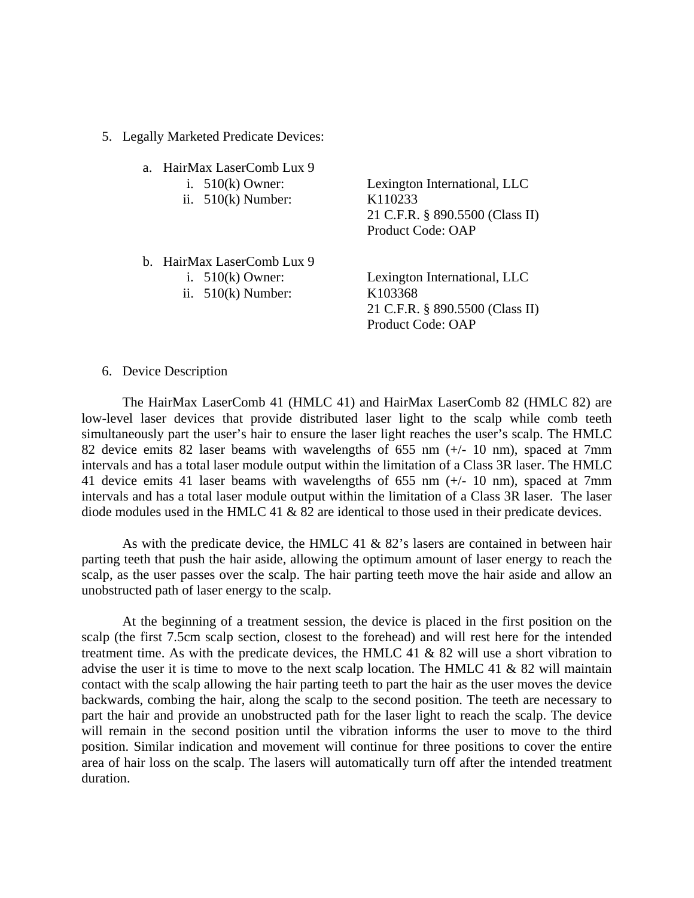5. Legally Marketed Predicate Devices:

    a. HairMax LaserComb Lux 9
        i. 510(k) Owner: Lexington International, LLC
        ii. 510(k) Number: K110233
        21 C.F.R. § 890.5500 (Class II)
        Product Code: OAP

    b. HairMax LaserComb Lux 9
        i. 510(k) Owner: Lexington International, LLC
        ii. 510(k) Number: K103368
        21 C.F.R. § 890.5500 (Class II)
        Product Code: OAP

6. Device Description

The HairMax LaserComb 41 (HMLC 41) and HairMax LaserComb 82 (HMLC 82) are low-level laser devices that provide distributed laser light to the scalp while comb teeth simultaneously part the user's hair to ensure the laser light reaches the user's scalp. The HMLC 82 device emits 82 laser beams with wavelengths of 655 nm (+/- 10 nm), spaced at 7mm intervals and has a total laser module output within the limitation of a Class 3R laser. The HMLC 41 device emits 41 laser beams with wavelengths of 655 nm (+/- 10 nm), spaced at 7mm intervals and has a total laser module output within the limitation of a Class 3R laser. The laser diode modules used in the HMLC 41 & 82 are identical to those used in their predicate devices.

As with the predicate device, the HMLC 41 & 82's lasers are contained in between hair parting teeth that push the hair aside, allowing the optimum amount of laser energy to reach the scalp, as the user passes over the scalp. The hair parting teeth move the hair aside and allow an unobstructed path of laser energy to the scalp.

At the beginning of a treatment session, the device is placed in the first position on the scalp (the first 7.5cm scalp section, closest to the forehead) and will rest here for the intended treatment time. As with the predicate devices, the HMLC 41 & 82 will use a short vibration to advise the user it is time to move to the next scalp location. The HMLC 41 & 82 will maintain contact with the scalp allowing the hair parting teeth to part the hair as the user moves the device backwards, combing the hair, along the scalp to the second position. The teeth are necessary to part the hair and provide an unobstructed path for the laser light to reach the scalp. The device will remain in the second position until the vibration informs the user to move to the third position. Similar indication and movement will continue for three positions to cover the entire area of hair loss on the scalp. The lasers will automatically turn off after the intended treatment duration.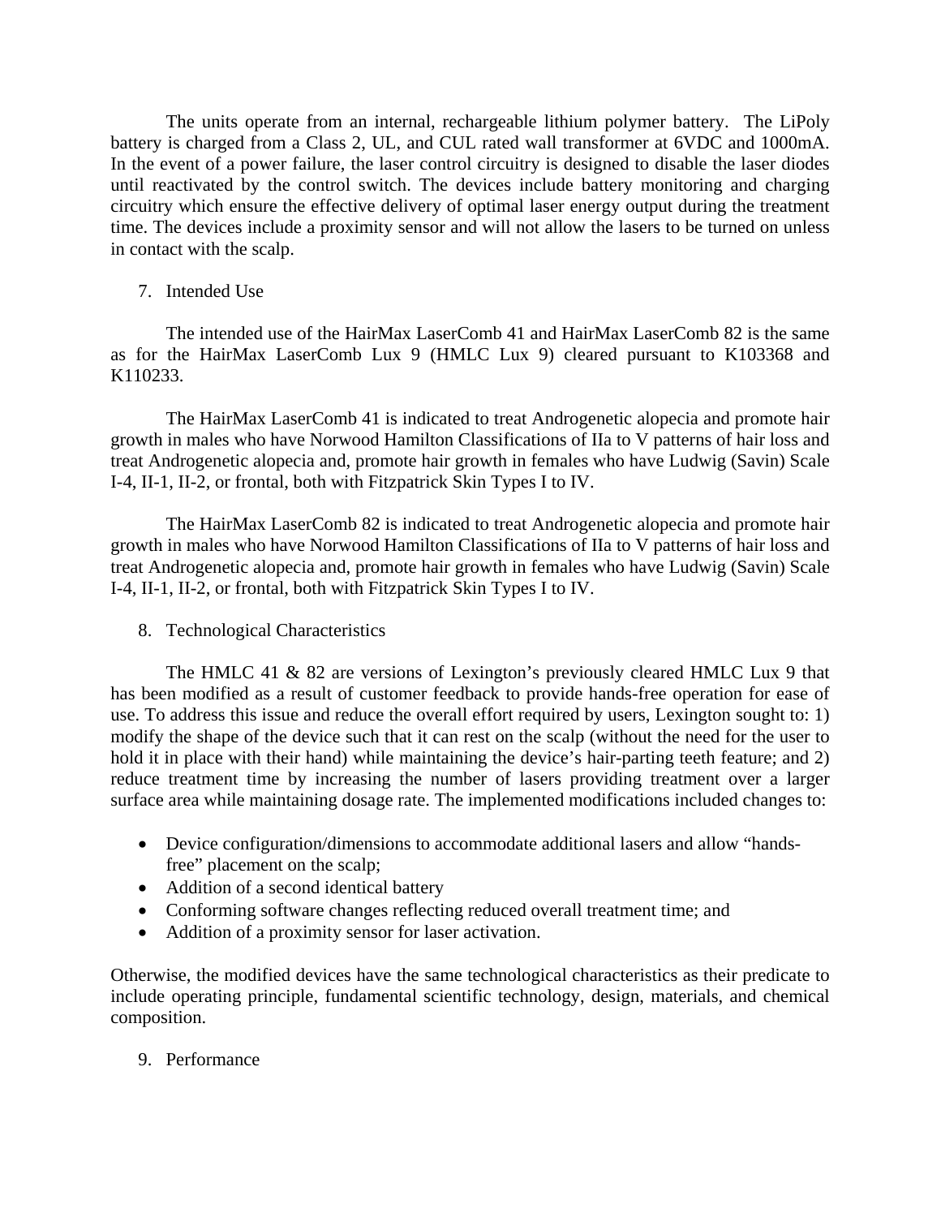The units operate from an internal, rechargeable lithium polymer battery. The LiPoly battery is charged from a Class 2, UL, and CUL rated wall transformer at 6VDC and 1000mA. In the event of a power failure, the laser control circuitry is designed to disable the laser diodes until reactivated by the control switch. The devices include battery monitoring and charging circuitry which ensure the effective delivery of optimal laser energy output during the treatment time. The devices include a proximity sensor and will not allow the lasers to be turned on unless in contact with the scalp.

7. Intended Use

The intended use of the HairMax LaserComb 41 and HairMax LaserComb 82 is the same as for the HairMax LaserComb Lux 9 (HMLC Lux 9) cleared pursuant to K103368 and K110233.

The HairMax LaserComb 41 is indicated to treat Androgenetic alopecia and promote hair growth in males who have Norwood Hamilton Classifications of IIa to V patterns of hair loss and treat Androgenetic alopecia and, promote hair growth in females who have Ludwig (Savin) Scale I-4, II-1, II-2, or frontal, both with Fitzpatrick Skin Types I to IV.

The HairMax LaserComb 82 is indicated to treat Androgenetic alopecia and promote hair growth in males who have Norwood Hamilton Classifications of IIa to V patterns of hair loss and treat Androgenetic alopecia and, promote hair growth in females who have Ludwig (Savin) Scale I-4, II-1, II-2, or frontal, both with Fitzpatrick Skin Types I to IV.

8. Technological Characteristics

The HMLC 41 & 82 are versions of Lexington's previously cleared HMLC Lux 9 that has been modified as a result of customer feedback to provide hands-free operation for ease of use. To address this issue and reduce the overall effort required by users, Lexington sought to: 1) modify the shape of the device such that it can rest on the scalp (without the need for the user to hold it in place with their hand) while maintaining the device's hair-parting teeth feature; and 2) reduce treatment time by increasing the number of lasers providing treatment over a larger surface area while maintaining dosage rate. The implemented modifications included changes to:

- Device configuration/dimensions to accommodate additional lasers and allow "hands-free" placement on the scalp;
- Addition of a second identical battery
- Conforming software changes reflecting reduced overall treatment time; and
- Addition of a proximity sensor for laser activation.

Otherwise, the modified devices have the same technological characteristics as their predicate to include operating principle, fundamental scientific technology, design, materials, and chemical composition.

9. Performance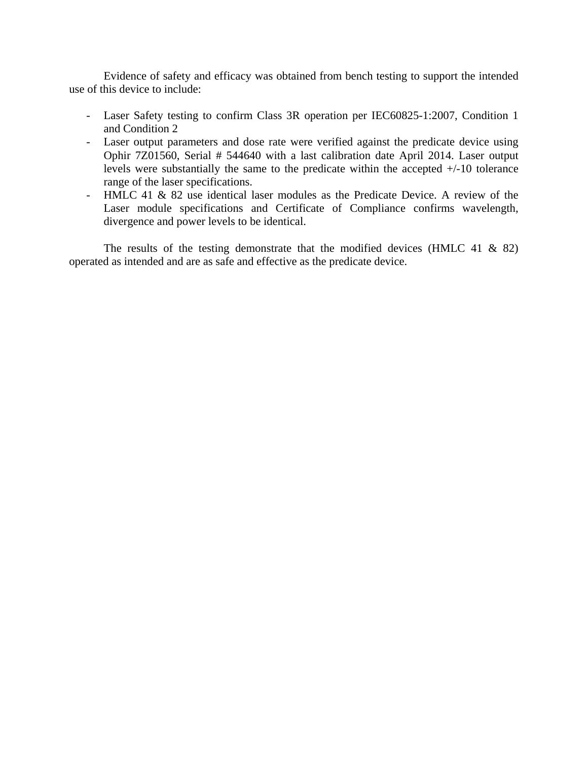Evidence of safety and efficacy was obtained from bench testing to support the intended use of this device to include:

- Laser Safety testing to confirm Class 3R operation per IEC60825-1:2007, Condition 1 and Condition 2
- Laser output parameters and dose rate were verified against the predicate device using Ophir 7Z01560, Serial # 544640 with a last calibration date April 2014. Laser output levels were substantially the same to the predicate within the accepted +/-10 tolerance range of the laser specifications.
- HMLC 41 & 82 use identical laser modules as the Predicate Device. A review of the Laser module specifications and Certificate of Compliance confirms wavelength, divergence and power levels to be identical.

The results of the testing demonstrate that the modified devices (HMLC 41 & 82) operated as intended and are as safe and effective as the predicate device.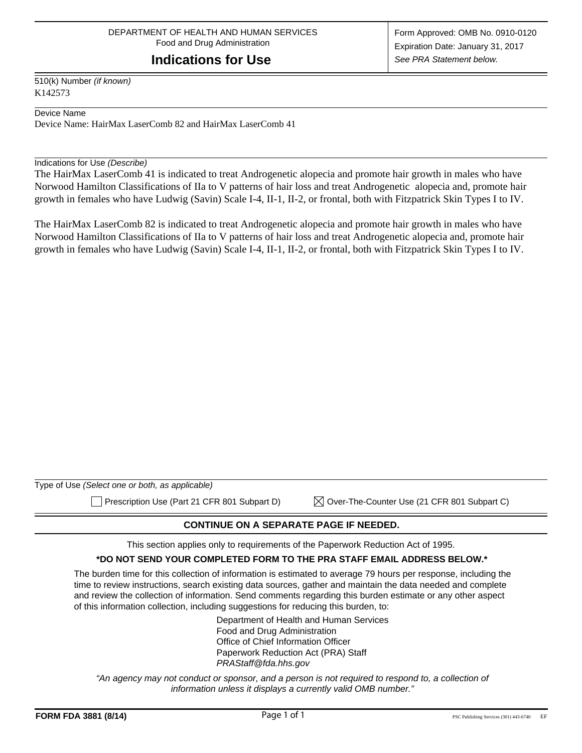DEPARTMENT OF HEALTH AND HUMAN SERVICES
Food and Drug Administration

# Indications for Use

Form Approved: OMB No. 0910-0120
Expiration Date: January 31, 2017
*See PRA Statement below.*

510(k) Number *(if known)*
K142573

Device Name
Device Name: HairMax LaserComb 82 and HairMax LaserComb 41

Indications for Use *(Describe)*
The HairMax LaserComb 41 is indicated to treat Androgenetic alopecia and promote hair growth in males who have Norwood Hamilton Classifications of IIa to V patterns of hair loss and treat Androgenetic alopecia and, promote hair growth in females who have Ludwig (Savin) Scale I-4, II-1, II-2, or frontal, both with Fitzpatrick Skin Types I to IV.

The HairMax LaserComb 82 is indicated to treat Androgenetic alopecia and promote hair growth in males who have Norwood Hamilton Classifications of IIa to V patterns of hair loss and treat Androgenetic alopecia and, promote hair growth in females who have Ludwig (Savin) Scale I-4, II-1, II-2, or frontal, both with Fitzpatrick Skin Types I to IV.

Type of Use *(Select one or both, as applicable)*

☐ Prescription Use (Part 21 CFR 801 Subpart D) ☒ Over-The-Counter Use (21 CFR 801 Subpart C)

**CONTINUE ON A SEPARATE PAGE IF NEEDED.**

This section applies only to requirements of the Paperwork Reduction Act of 1995.

**\*DO NOT SEND YOUR COMPLETED FORM TO THE PRA STAFF EMAIL ADDRESS BELOW.\***

The burden time for this collection of information is estimated to average 79 hours per response, including the time to review instructions, search existing data sources, gather and maintain the data needed and complete and review the collection of information. Send comments regarding this burden estimate or any other aspect of this information collection, including suggestions for reducing this burden, to:

Department of Health and Human Services
Food and Drug Administration
Office of Chief Information Officer
Paperwork Reduction Act (PRA) Staff
*PRAStaff@fda.hhs.gov*

*"An agency may not conduct or sponsor, and a person is not required to respond to, a collection of information unless it displays a currently valid OMB number."*

**FORM FDA 3881 (8/14)**

PSC Publishing Services (301) 443-6740 EF